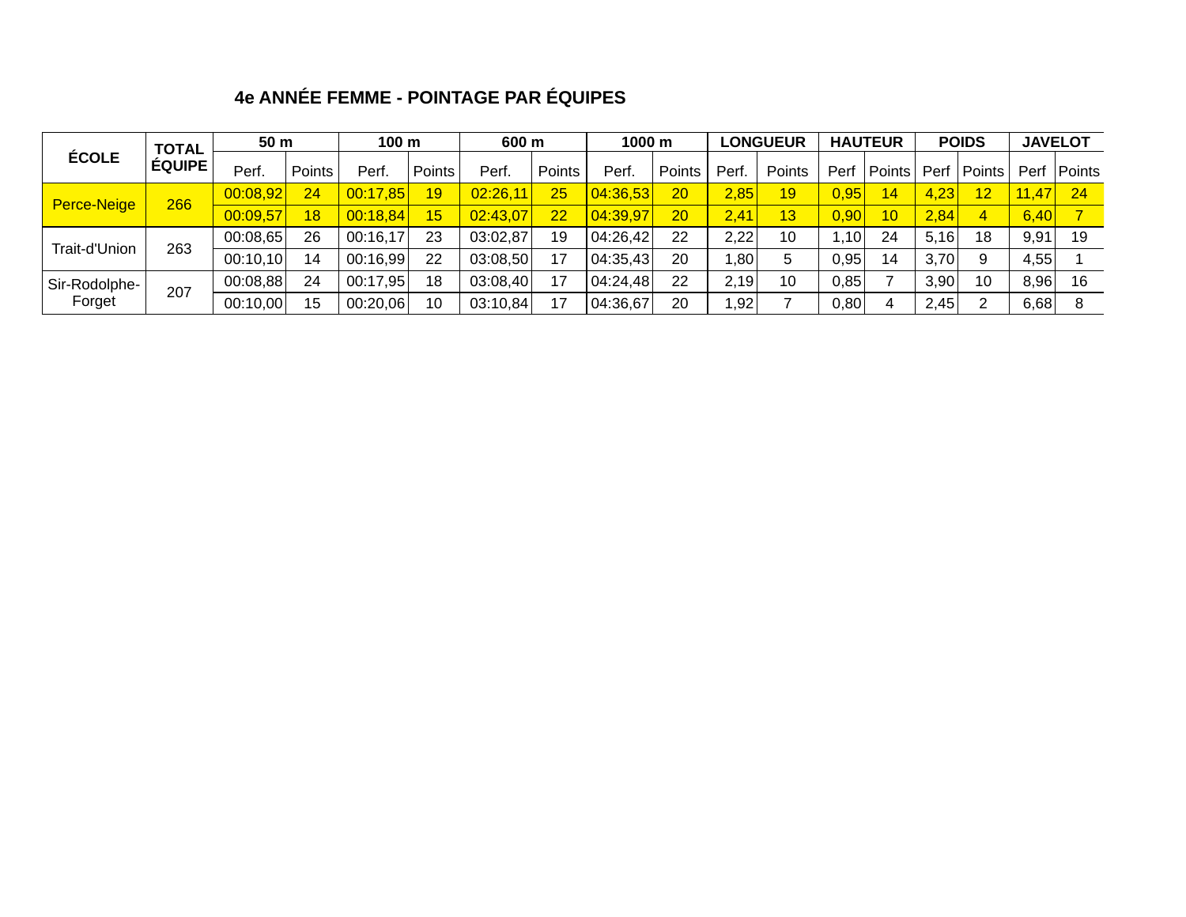# 4e ANNÉE FEMME - POINTAGE PAR ÉQUIPES

| ÉCOLE | TOTAL ÉQUIPE | 50 m | | 100 m | | 600 m | | 1000 m | | LONGUEUR | | HAUTEUR | | POIDS | | JAVELOT | |
|---|---|---|---|---|---|---|---|---|---|---|---|---|---|---|---|---|---|
| | | Perf. | Points | Perf. | Points | Perf. | Points | Perf. | Points | Perf. | Points | Perf | Points | Perf | Points | Perf | Points |
| Perce-Neige | 266 | 00:08,92 | 24 | 00:17,85 | 19 | 02:26,11 | 25 | 04:36,53 | 20 | 2,85 | 19 | 0,95 | 14 | 4,23 | 12 | 11,47 | 24 |
| | | 00:09,57 | 18 | 00:18,84 | 15 | 02:43,07 | 22 | 04:39,97 | 20 | 2,41 | 13 | 0,90 | 10 | 2,84 | 4 | 6,40 | 7 |
| Trait-d'Union | 263 | 00:08,65 | 26 | 00:16,17 | 23 | 03:02,87 | 19 | 04:26,42 | 22 | 2,22 | 10 | 1,10 | 24 | 5,16 | 18 | 9,91 | 19 |
| | | 00:10,10 | 14 | 00:16,99 | 22 | 03:08,50 | 17 | 04:35,43 | 20 | 1,80 | 5 | 0,95 | 14 | 3,70 | 9 | 4,55 | 1 |
| Sir-Rodolphe-Forget | 207 | 00:08,88 | 24 | 00:17,95 | 18 | 03:08,40 | 17 | 04:24,48 | 22 | 2,19 | 10 | 0,85 | 7 | 3,90 | 10 | 8,96 | 16 |
| | | 00:10,00 | 15 | 00:20,06 | 10 | 03:10,84 | 17 | 04:36,67 | 20 | 1,92 | 7 | 0,80 | 4 | 2,45 | 2 | 6,68 | 8 |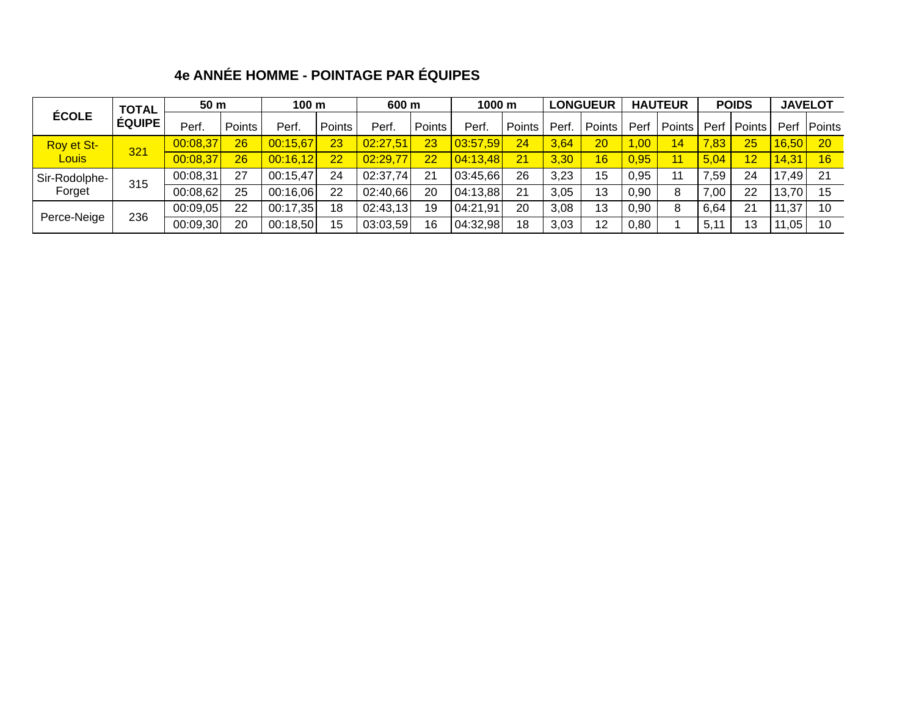## 4e ANNÉE HOMME - POINTAGE PAR ÉQUIPES

| ÉCOLE | TOTAL ÉQUIPE | 50 m | | 100 m | | 600 m | | 1000 m | | LONGUEUR | | HAUTEUR | | POIDS | | JAVELOT | |
|---|---|---|---|---|---|---|---|---|---|---|---|---|---|---|---|---|---|
| | | Perf. | Points | Perf. | Points | Perf. | Points | Perf. | Points | Perf. | Points | Perf | Points | Perf | Points | Perf | Points |
| Roy et St-Louis | 321 | 00:08,37 | 26 | 00:15,67 | 23 | 02:27,51 | 23 | 03:57,59 | 24 | 3,64 | 20 | 1,00 | 14 | 7,83 | 25 | 16,50 | 20 |
| | | 00:08,37 | 26 | 00:16,12 | 22 | 02:29,77 | 22 | 04:13,48 | 21 | 3,30 | 16 | 0,95 | 11 | 5,04 | 12 | 14,31 | 16 |
| Sir-Rodolphe-Forget | 315 | 00:08,31 | 27 | 00:15,47 | 24 | 02:37,74 | 21 | 03:45,66 | 26 | 3,23 | 15 | 0,95 | 11 | 7,59 | 24 | 17,49 | 21 |
| | | 00:08,62 | 25 | 00:16,06 | 22 | 02:40,66 | 20 | 04:13,88 | 21 | 3,05 | 13 | 0,90 | 8 | 7,00 | 22 | 13,70 | 15 |
| Perce-Neige | 236 | 00:09,05 | 22 | 00:17,35 | 18 | 02:43,13 | 19 | 04:21,91 | 20 | 3,08 | 13 | 0,90 | 8 | 6,64 | 21 | 11,37 | 10 |
| | | 00:09,30 | 20 | 00:18,50 | 15 | 03:03,59 | 16 | 04:32,98 | 18 | 3,03 | 12 | 0,80 | 1 | 5,11 | 13 | 11,05 | 10 |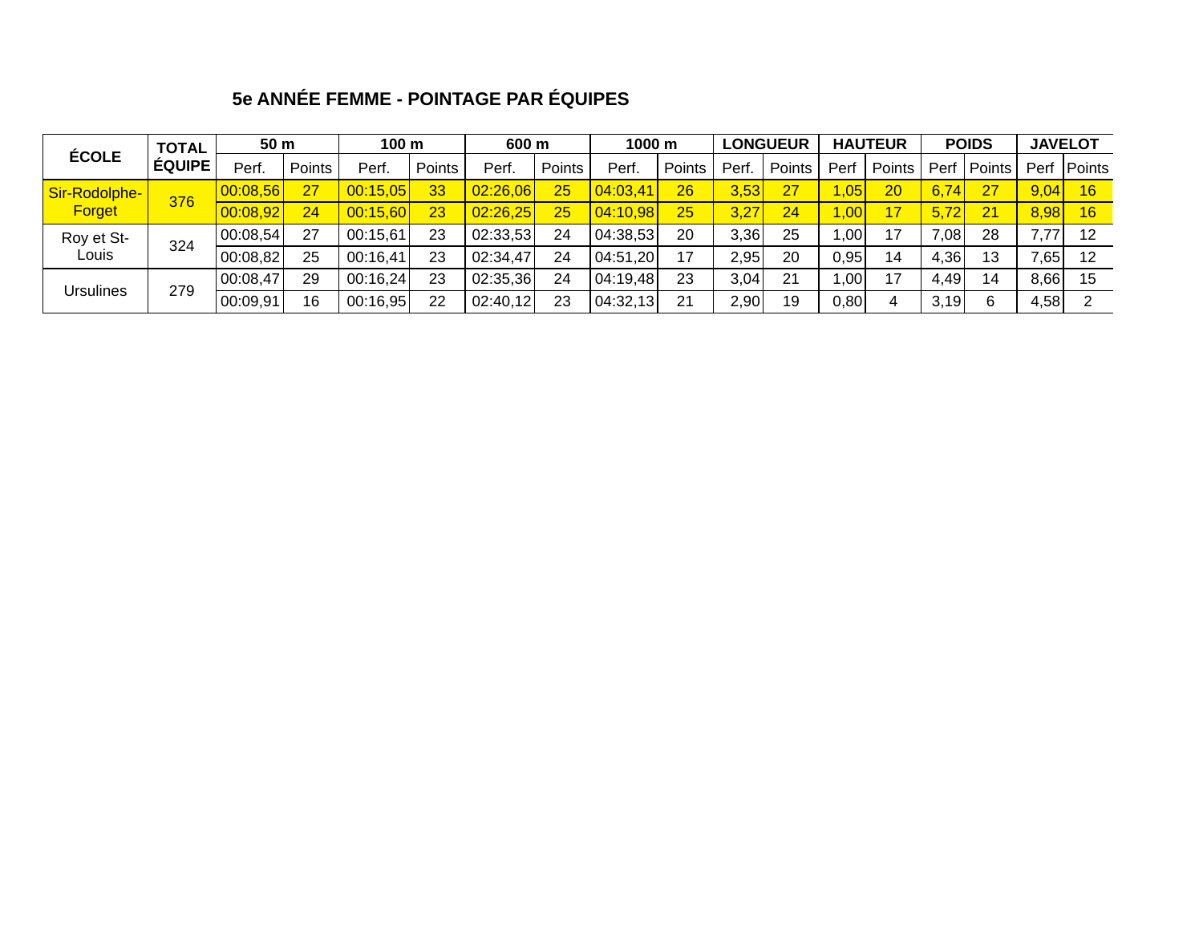## 5e ANNÉE FEMME - POINTAGE PAR ÉQUIPES

| ÉCOLE | TOTAL ÉQUIPE | 50 m | | 100 m | | 600 m | | 1000 m | | LONGUEUR | | HAUTEUR | | POIDS | | JAVELOT | |
|---|---|---|---|---|---|---|---|---|---|---|---|---|---|---|---|---|---|
| | | Perf. | Points | Perf. | Points | Perf. | Points | Perf. | Points | Perf. | Points | Perf | Points | Perf | Points | Perf | Points |
| Sir-Rodolphe-Forget | 376 | 00:08,56 | 27 | 00:15,05 | 33 | 02:26,06 | 25 | 04:03,41 | 26 | 3,53 | 27 | 1,05 | 20 | 6,74 | 27 | 9,04 | 16 |
| | | 00:08,92 | 24 | 00:15,60 | 23 | 02:26,25 | 25 | 04:10,98 | 25 | 3,27 | 24 | 1,00 | 17 | 5,72 | 21 | 8,98 | 16 |
| Roy et St-Louis | 324 | 00:08,54 | 27 | 00:15,61 | 23 | 02:33,53 | 24 | 04:38,53 | 20 | 3,36 | 25 | 1,00 | 17 | 7,08 | 28 | 7,77 | 12 |
| | | 00:08,82 | 25 | 00:16,41 | 23 | 02:34,47 | 24 | 04:51,20 | 17 | 2,95 | 20 | 0,95 | 14 | 4,36 | 13 | 7,65 | 12 |
| Ursulines | 279 | 00:08,47 | 29 | 00:16,24 | 23 | 02:35,36 | 24 | 04:19,48 | 23 | 3,04 | 21 | 1,00 | 17 | 4,49 | 14 | 8,66 | 15 |
| | | 00:09,91 | 16 | 00:16,95 | 22 | 02:40,12 | 23 | 04:32,13 | 21 | 2,90 | 19 | 0,80 | 4 | 3,19 | 6 | 4,58 | 2 |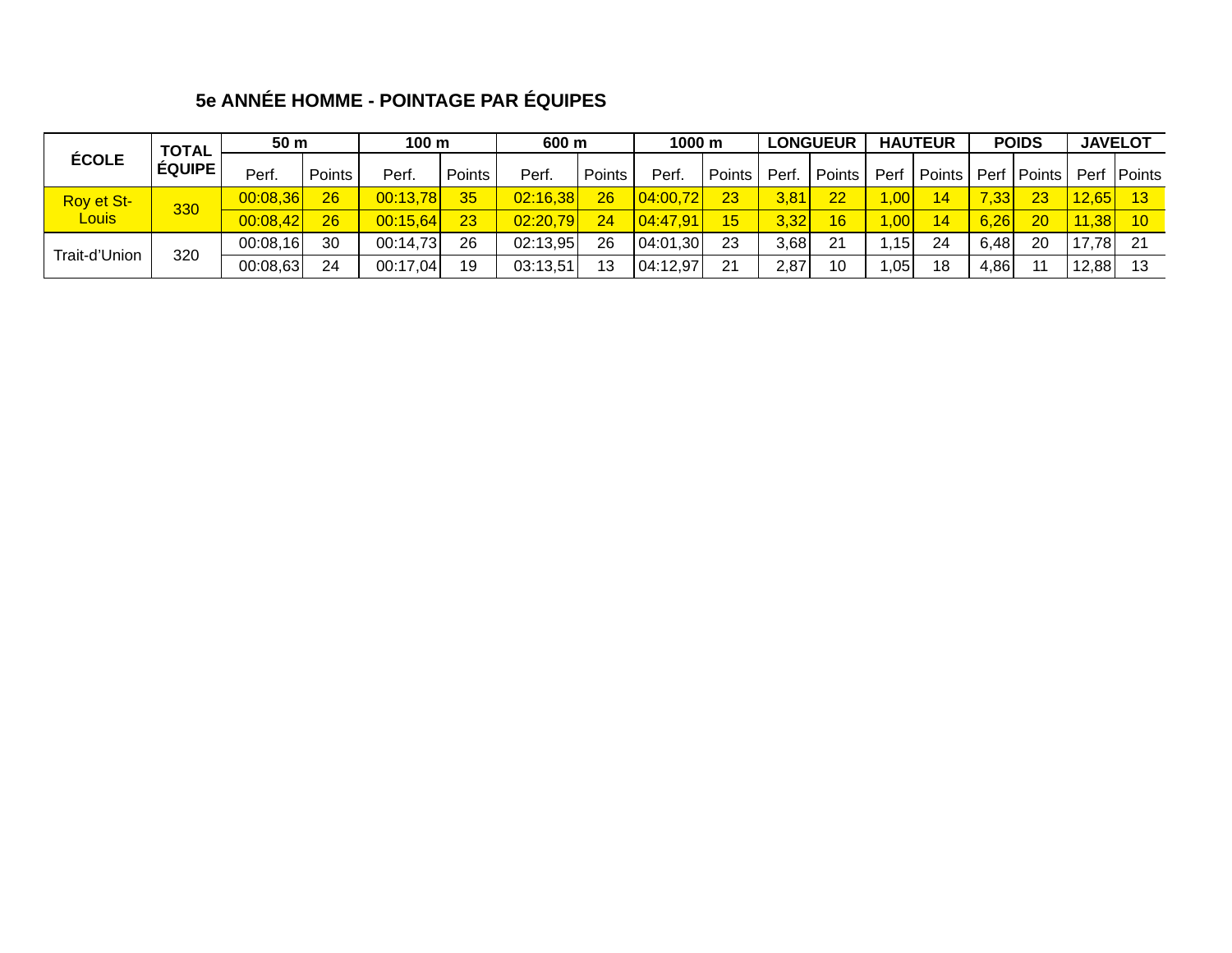## 5e ANNÉE HOMME - POINTAGE PAR ÉQUIPES

| ÉCOLE | TOTAL ÉQUIPE | 50 m | | 100 m | | 600 m | | 1000 m | | LONGUEUR | | HAUTEUR | | POIDS | | JAVELOT | |
|---|---|---|---|---|---|---|---|---|---|---|---|---|---|---|---|---|---|
| | | Perf. | Points | Perf. | Points | Perf. | Points | Perf. | Points | Perf. | Points | Perf | Points | Perf | Points | Perf | Points |
| Roy et St-Louis | 330 | 00:08,36 | 26 | 00:13,78 | 35 | 02:16,38 | 26 | 04:00,72 | 23 | 3,81 | 22 | 1,00 | 14 | 7,33 | 23 | 12,65 | 13 |
| | | 00:08,42 | 26 | 00:15,64 | 23 | 02:20,79 | 24 | 04:47,91 | 15 | 3,32 | 16 | 1,00 | 14 | 6,26 | 20 | 11,38 | 10 |
| Trait-d'Union | 320 | 00:08,16 | 30 | 00:14,73 | 26 | 02:13,95 | 26 | 04:01,30 | 23 | 3,68 | 21 | 1,15 | 24 | 6,48 | 20 | 17,78 | 21 |
| | | 00:08,63 | 24 | 00:17,04 | 19 | 03:13,51 | 13 | 04:12,97 | 21 | 2,87 | 10 | 1,05 | 18 | 4,86 | 11 | 12,88 | 13 |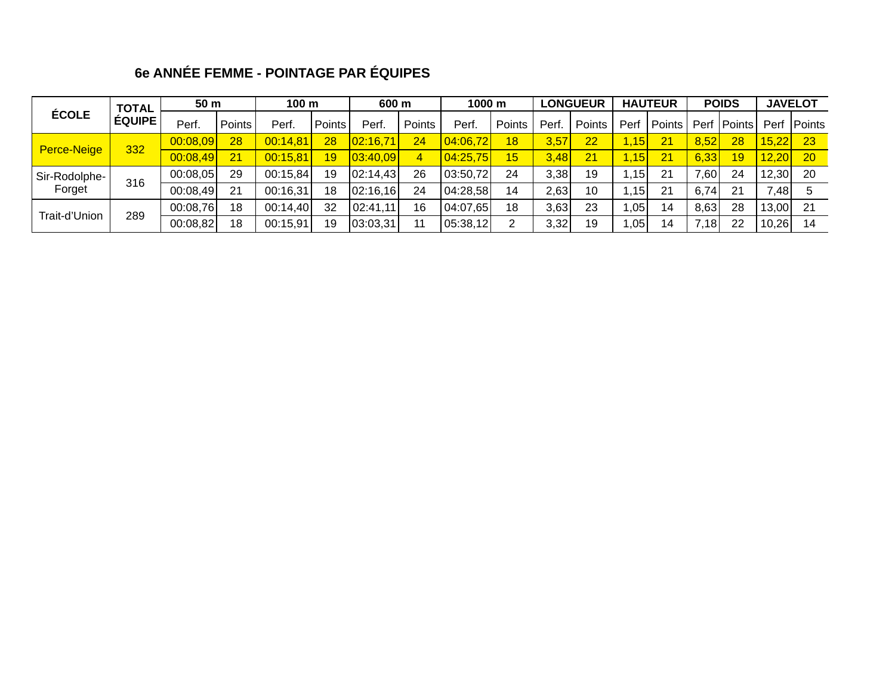## 6e ANNÉE FEMME - POINTAGE PAR ÉQUIPES

| ÉCOLE | TOTAL ÉQUIPE | 50 m | | 100 m | | 600 m | | 1000 m | | LONGUEUR | | HAUTEUR | | POIDS | | JAVELOT | |
|---|---|---|---|---|---|---|---|---|---|---|---|---|---|---|---|---|---|
| | | Perf. | Points | Perf. | Points | Perf. | Points | Perf. | Points | Perf. | Points | Perf | Points | Perf | Points | Perf | Points |
| Perce-Neige | 332 | 00:08,09 | 28 | 00:14,81 | 28 | 02:16,71 | 24 | 04:06,72 | 18 | 3,57 | 22 | 1,15 | 21 | 8,52 | 28 | 15,22 | 23 |
| | | 00:08,49 | 21 | 00:15,81 | 19 | 03:40,09 | 4 | 04:25,75 | 15 | 3,48 | 21 | 1,15 | 21 | 6,33 | 19 | 12,20 | 20 |
| Sir-Rodolphe-Forget | 316 | 00:08,05 | 29 | 00:15,84 | 19 | 02:14,43 | 26 | 03:50,72 | 24 | 3,38 | 19 | 1,15 | 21 | 7,60 | 24 | 12,30 | 20 |
| | | 00:08,49 | 21 | 00:16,31 | 18 | 02:16,16 | 24 | 04:28,58 | 14 | 2,63 | 10 | 1,15 | 21 | 6,74 | 21 | 7,48 | 5 |
| Trait-d'Union | 289 | 00:08,76 | 18 | 00:14,40 | 32 | 02:41,11 | 16 | 04:07,65 | 18 | 3,63 | 23 | 1,05 | 14 | 8,63 | 28 | 13,00 | 21 |
| | | 00:08,82 | 18 | 00:15,91 | 19 | 03:03,31 | 11 | 05:38,12 | 2 | 3,32 | 19 | 1,05 | 14 | 7,18 | 22 | 10,26 | 14 |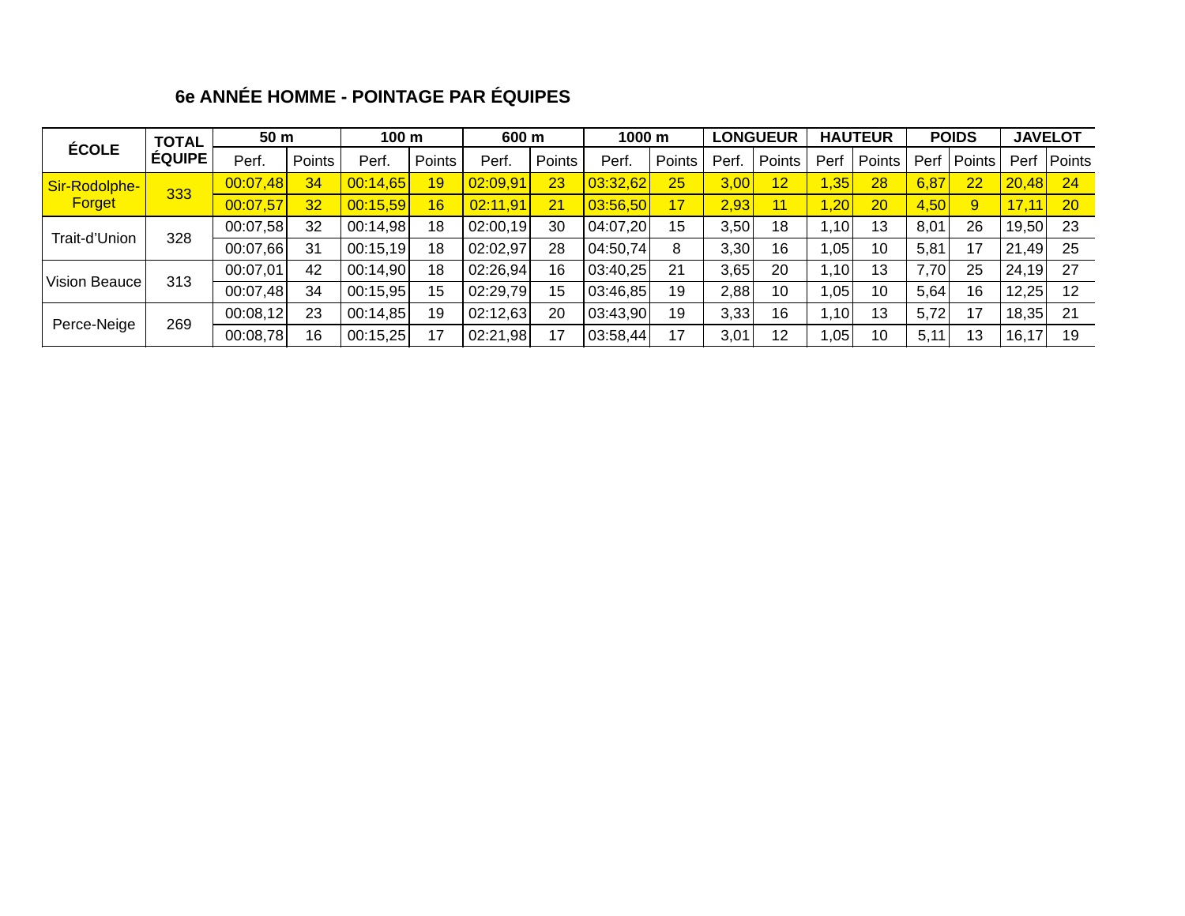## 6e ANNÉE HOMME - POINTAGE PAR ÉQUIPES

| ÉCOLE | TOTAL ÉQUIPE | 50 m | | 100 m | | 600 m | | 1000 m | | LONGUEUR | | HAUTEUR | | POIDS | | JAVELOT | |
|---|---|---|---|---|---|---|---|---|---|---|---|---|---|---|---|---|---|
| | | Perf. | Points | Perf. | Points | Perf. | Points | Perf. | Points | Perf. | Points | Perf | Points | Perf | Points | Perf | Points |
| Sir-Rodolphe-Forget | 333 | 00:07,48 | 34 | 00:14,65 | 19 | 02:09,91 | 23 | 03:32,62 | 25 | 3,00 | 12 | 1,35 | 28 | 6,87 | 22 | 20,48 | 24 |
| | | 00:07,57 | 32 | 00:15,59 | 16 | 02:11,91 | 21 | 03:56,50 | 17 | 2,93 | 11 | 1,20 | 20 | 4,50 | 9 | 17,11 | 20 |
| Trait-d'Union | 328 | 00:07,58 | 32 | 00:14,98 | 18 | 02:00,19 | 30 | 04:07,20 | 15 | 3,50 | 18 | 1,10 | 13 | 8,01 | 26 | 19,50 | 23 |
| | | 00:07,66 | 31 | 00:15,19 | 18 | 02:02,97 | 28 | 04:50,74 | 8 | 3,30 | 16 | 1,05 | 10 | 5,81 | 17 | 21,49 | 25 |
| Vision Beauce | 313 | 00:07,01 | 42 | 00:14,90 | 18 | 02:26,94 | 16 | 03:40,25 | 21 | 3,65 | 20 | 1,10 | 13 | 7,70 | 25 | 24,19 | 27 |
| | | 00:07,48 | 34 | 00:15,95 | 15 | 02:29,79 | 15 | 03:46,85 | 19 | 2,88 | 10 | 1,05 | 10 | 5,64 | 16 | 12,25 | 12 |
| Perce-Neige | 269 | 00:08,12 | 23 | 00:14,85 | 19 | 02:12,63 | 20 | 03:43,90 | 19 | 3,33 | 16 | 1,10 | 13 | 5,72 | 17 | 18,35 | 21 |
| | | 00:08,78 | 16 | 00:15,25 | 17 | 02:21,98 | 17 | 03:58,44 | 17 | 3,01 | 12 | 1,05 | 10 | 5,11 | 13 | 16,17 | 19 |